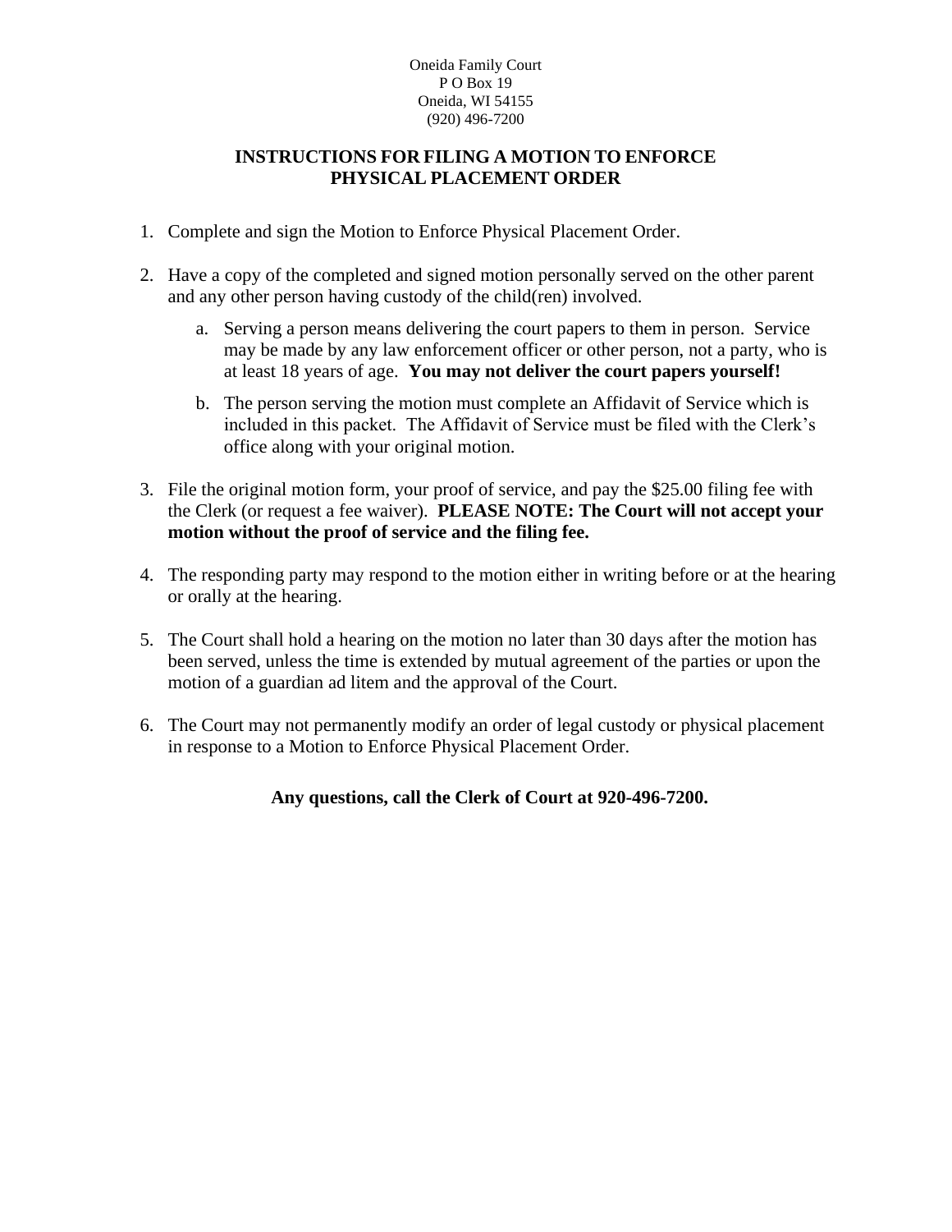Oneida Family Court
P O Box 19
Oneida, WI 54155
(920) 496-7200

# INSTRUCTIONS FOR FILING A MOTION TO ENFORCE PHYSICAL PLACEMENT ORDER

1. Complete and sign the Motion to Enforce Physical Placement Order.

2. Have a copy of the completed and signed motion personally served on the other parent and any other person having custody of the child(ren) involved.

   a. Serving a person means delivering the court papers to them in person. Service may be made by any law enforcement officer or other person, not a party, who is at least 18 years of age. **You may not deliver the court papers yourself!**

   b. The person serving the motion must complete an Affidavit of Service which is included in this packet. The Affidavit of Service must be filed with the Clerk's office along with your original motion.

3. File the original motion form, your proof of service, and pay the $25.00 filing fee with the Clerk (or request a fee waiver). **PLEASE NOTE: The Court will not accept your motion without the proof of service and the filing fee.**

4. The responding party may respond to the motion either in writing before or at the hearing or orally at the hearing.

5. The Court shall hold a hearing on the motion no later than 30 days after the motion has been served, unless the time is extended by mutual agreement of the parties or upon the motion of a guardian ad litem and the approval of the Court.

6. The Court may not permanently modify an order of legal custody or physical placement in response to a Motion to Enforce Physical Placement Order.

**Any questions, call the Clerk of Court at 920-496-7200.**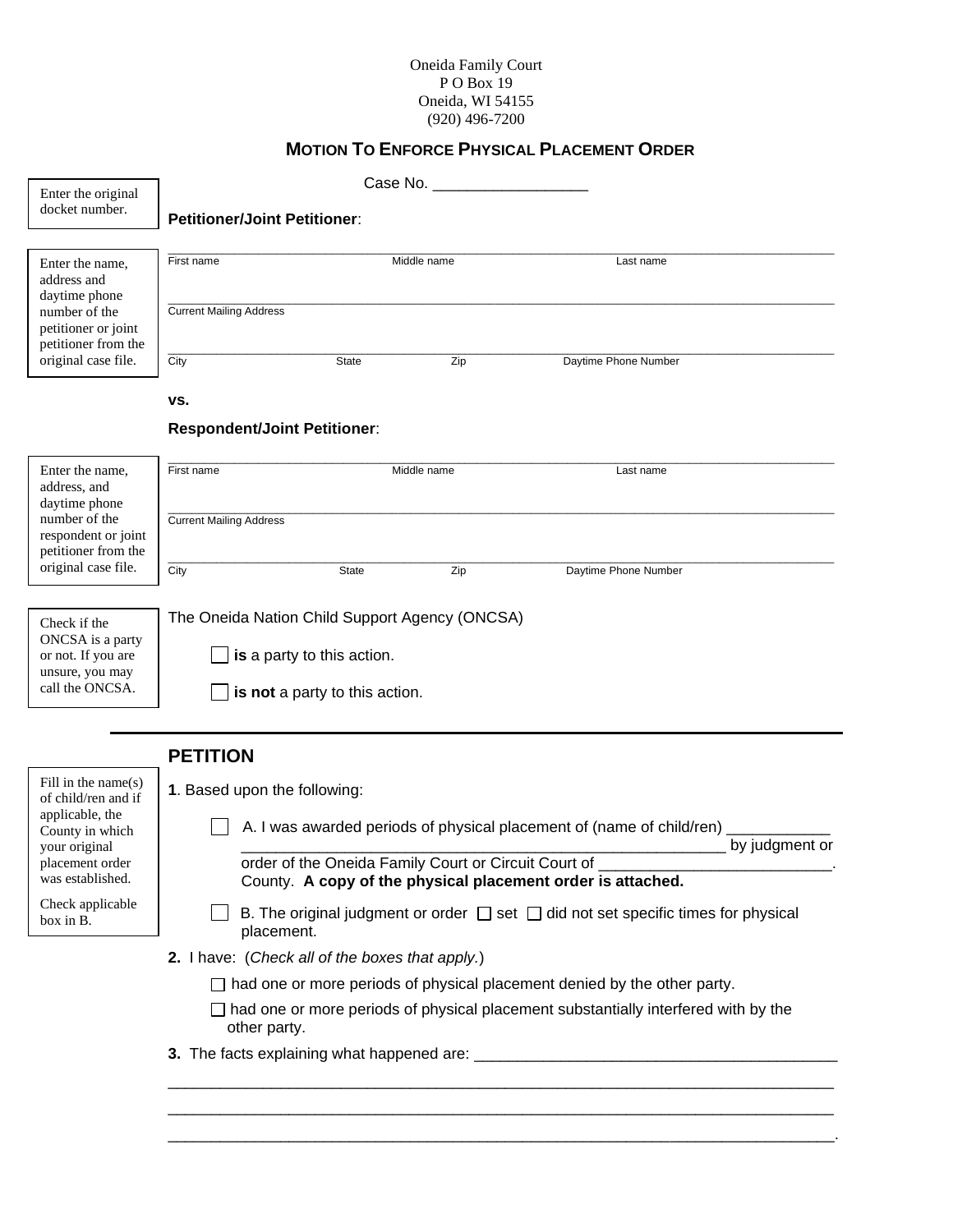Oneida Family Court
P O Box 19
Oneida, WI 54155
(920) 496-7200

## MOTION TO ENFORCE PHYSICAL PLACEMENT ORDER

Enter the original docket number.

Case No. __________________

**Petitioner/Joint Petitioner**:

Enter the name, address and daytime phone number of the petitioner or joint petitioner from the original case file.

______________________________________________________________
First name          Middle name          Last name

______________________________________________________________
Current Mailing Address

______________________________________________________________
City          State          Zip          Daytime Phone Number

**vs.**

**Respondent/Joint Petitioner**:

Enter the name, address, and daytime phone number of the respondent or joint petitioner from the original case file.

______________________________________________________________
First name          Middle name          Last name

______________________________________________________________
Current Mailing Address

______________________________________________________________
City          State          Zip          Daytime Phone Number

Check if the ONCSA is a party or not. If you are unsure, you may call the ONCSA.

The Oneida Nation Child Support Agency (ONCSA)

☐ **is** a party to this action.

☐ **is not** a party to this action.

---

## PETITION

Fill in the name(s) of child/ren and if applicable, the County in which your original placement order was established.

Check applicable box in B.

**1**. Based upon the following:

☐ A. I was awarded periods of physical placement of (name of child/ren) ____________ __________________________________________________________ by judgment or order of the Oneida Family Court or Circuit Court of __________________________. County. **A copy of the physical placement order is attached.**

☐ B. The original judgment or order ☐ set ☐ did not set specific times for physical placement.

**2.** I have: (*Check all of the boxes that apply.*)

☐ had one or more periods of physical placement denied by the other party.

☐ had one or more periods of physical placement substantially interfered with by the other party.

**3.** The facts explaining what happened are: ___________________________________________
______________________________________________________________________________
______________________________________________________________________________
______________________________________________________________________________.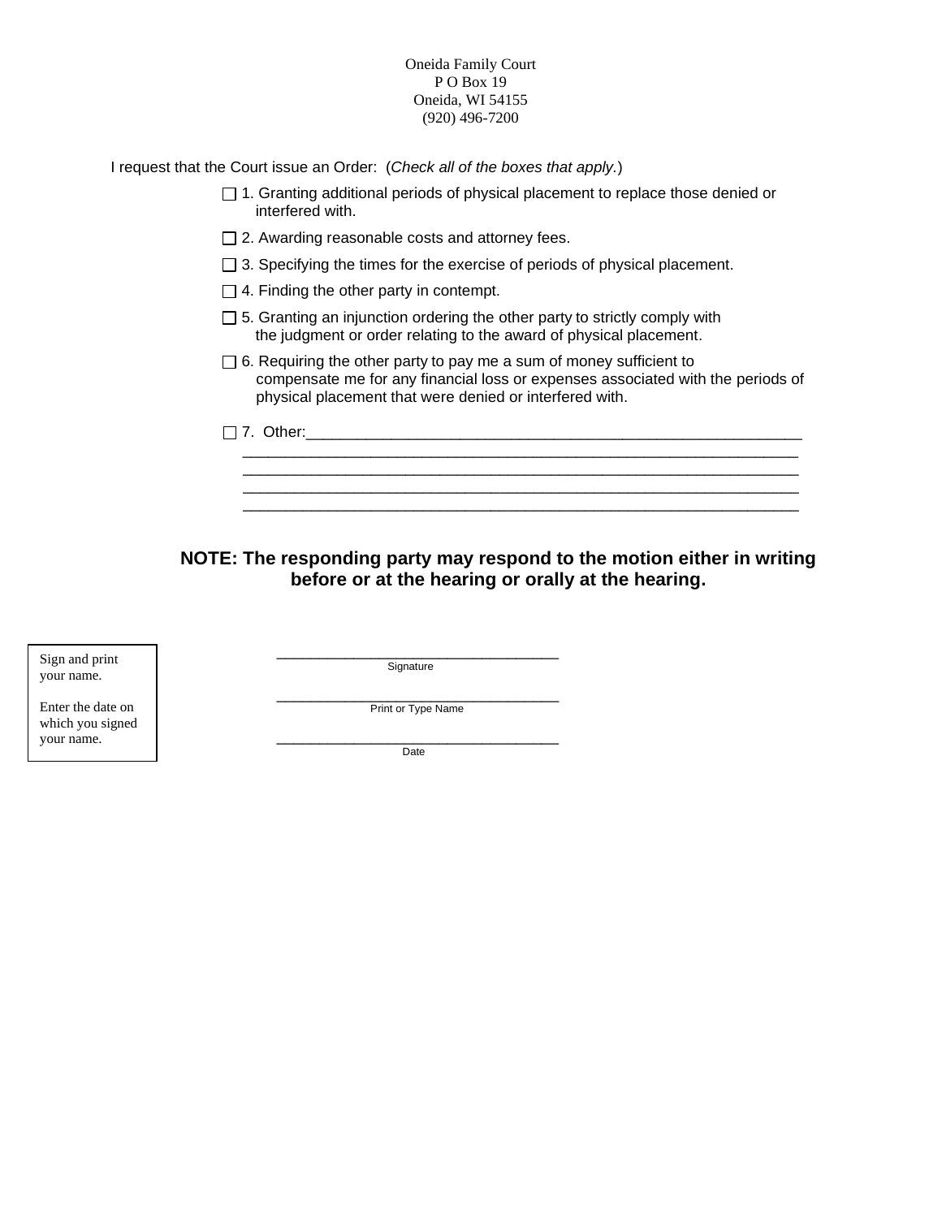Oneida Family Court
P O Box 19
Oneida, WI 54155
(920) 496-7200

I request that the Court issue an Order: (*Check all of the boxes that apply.*)

☐ 1. Granting additional periods of physical placement to replace those denied or interfered with.

☐ 2. Awarding reasonable costs and attorney fees.

☐ 3. Specifying the times for the exercise of periods of physical placement.

☐ 4. Finding the other party in contempt.

☐ 5. Granting an injunction ordering the other party to strictly comply with the judgment or order relating to the award of physical placement.

☐ 6. Requiring the other party to pay me a sum of money sufficient to compensate me for any financial loss or expenses associated with the periods of physical placement that were denied or interfered with.

☐ 7. Other:\_\_\_\_\_\_\_\_\_\_\_\_\_\_\_\_\_\_\_\_\_\_\_\_\_\_\_\_\_\_\_\_\_\_\_\_\_\_\_\_\_\_\_\_\_\_\_\_\_\_\_\_\_\_\_\_\_\_
\_\_\_\_\_\_\_\_\_\_\_\_\_\_\_\_\_\_\_\_\_\_\_\_\_\_\_\_\_\_\_\_\_\_\_\_\_\_\_\_\_\_\_\_\_\_\_\_\_\_\_\_\_\_\_\_\_\_\_\_\_\_\_\_
\_\_\_\_\_\_\_\_\_\_\_\_\_\_\_\_\_\_\_\_\_\_\_\_\_\_\_\_\_\_\_\_\_\_\_\_\_\_\_\_\_\_\_\_\_\_\_\_\_\_\_\_\_\_\_\_\_\_\_\_\_\_\_\_
\_\_\_\_\_\_\_\_\_\_\_\_\_\_\_\_\_\_\_\_\_\_\_\_\_\_\_\_\_\_\_\_\_\_\_\_\_\_\_\_\_\_\_\_\_\_\_\_\_\_\_\_\_\_\_\_\_\_\_\_\_\_\_\_
\_\_\_\_\_\_\_\_\_\_\_\_\_\_\_\_\_\_\_\_\_\_\_\_\_\_\_\_\_\_\_\_\_\_\_\_\_\_\_\_\_\_\_\_\_\_\_\_\_\_\_\_\_\_\_\_\_\_\_\_\_\_\_\_

**NOTE: The responding party may respond to the motion either in writing before or at the hearing or orally at the hearing.**

Sign and print your name.

Enter the date on which you signed your name.

\_\_\_\_\_\_\_\_\_\_\_\_\_\_\_\_\_\_\_\_\_\_\_\_\_\_\_\_\_\_\_\_\_\_\_
Signature

\_\_\_\_\_\_\_\_\_\_\_\_\_\_\_\_\_\_\_\_\_\_\_\_\_\_\_\_\_\_\_\_\_\_\_
Print or Type Name

\_\_\_\_\_\_\_\_\_\_\_\_\_\_\_\_\_\_\_\_\_\_\_\_\_\_\_\_\_\_\_\_\_\_\_
Date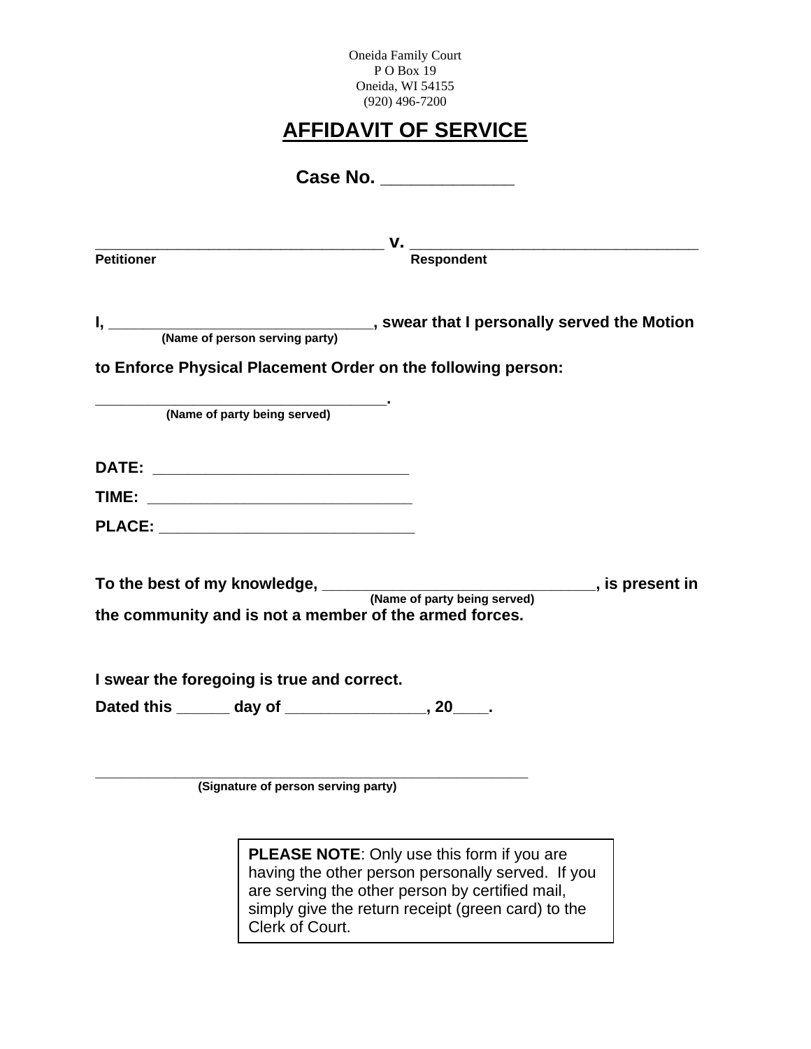Oneida Family Court
P O Box 19
Oneida, WI 54155
(920) 496-7200

# AFFIDAVIT OF SERVICE

**Case No. ______________**

**___________________________________ v. ___________________________________**
**Petitioner** **Respondent**

**I, ______________________________, swear that I personally served the Motion**
**(Name of person serving party)**

**to Enforce Physical Placement Order on the following person:**

**__________________________________.**
**(Name of party being served)**

**DATE: ______________________________**

**TIME: ______________________________**

**PLACE: ______________________________**

**To the best of my knowledge, ______________________________, is present in**
**(Name of party being served)**
**the community and is not a member of the armed forces.**

**I swear the foregoing is true and correct.**

**Dated this ______ day of ________________, 20____.**

**______________________________________________________**
**(Signature of person serving party)**

**PLEASE NOTE**: Only use this form if you are having the other person personally served. If you are serving the other person by certified mail, simply give the return receipt (green card) to the Clerk of Court.